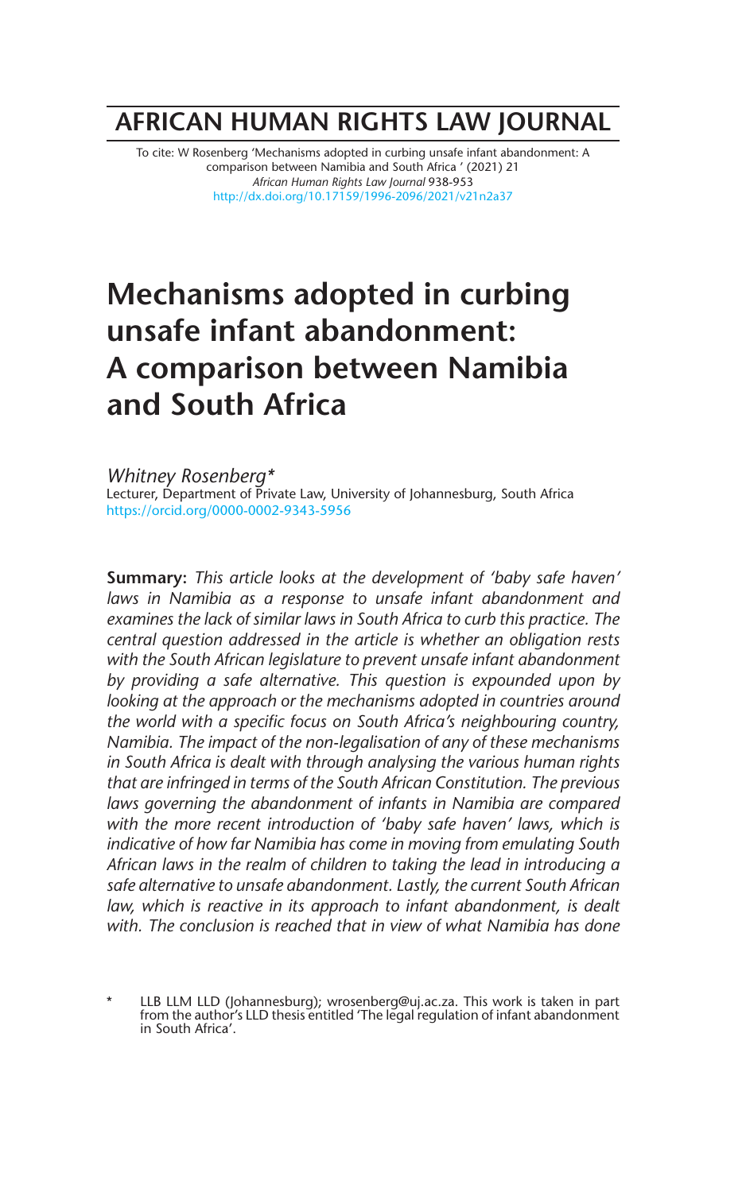# AFRICAN HUMAN RIGHTS LAW JOURNAL

To cite: W Rosenberg 'Mechanisms adopted in curbing unsafe infant abandonment: A comparison between Namibia and South Africa ' (2021) 21 *African Human Rights Law Journal* 938-953
http://dx.doi.org/10.17159/1996-2096/2021/v21n2a37

# Mechanisms adopted in curbing unsafe infant abandonment: A comparison between Namibia and South Africa

*Whitney Rosenberg\**
Lecturer, Department of Private Law, University of Johannesburg, South Africa
https://orcid.org/0000-0002-9343-5956

**Summary:** *This article looks at the development of 'baby safe haven' laws in Namibia as a response to unsafe infant abandonment and examines the lack of similar laws in South Africa to curb this practice. The central question addressed in the article is whether an obligation rests with the South African legislature to prevent unsafe infant abandonment by providing a safe alternative. This question is expounded upon by looking at the approach or the mechanisms adopted in countries around the world with a specific focus on South Africa's neighbouring country, Namibia. The impact of the non-legalisation of any of these mechanisms in South Africa is dealt with through analysing the various human rights that are infringed in terms of the South African Constitution. The previous laws governing the abandonment of infants in Namibia are compared with the more recent introduction of 'baby safe haven' laws, which is indicative of how far Namibia has come in moving from emulating South African laws in the realm of children to taking the lead in introducing a safe alternative to unsafe abandonment. Lastly, the current South African law, which is reactive in its approach to infant abandonment, is dealt with. The conclusion is reached that in view of what Namibia has done*

\* LLB LLM LLD (Johannesburg); wrosenberg@uj.ac.za. This work is taken in part from the author's LLD thesis entitled 'The legal regulation of infant abandonment in South Africa'.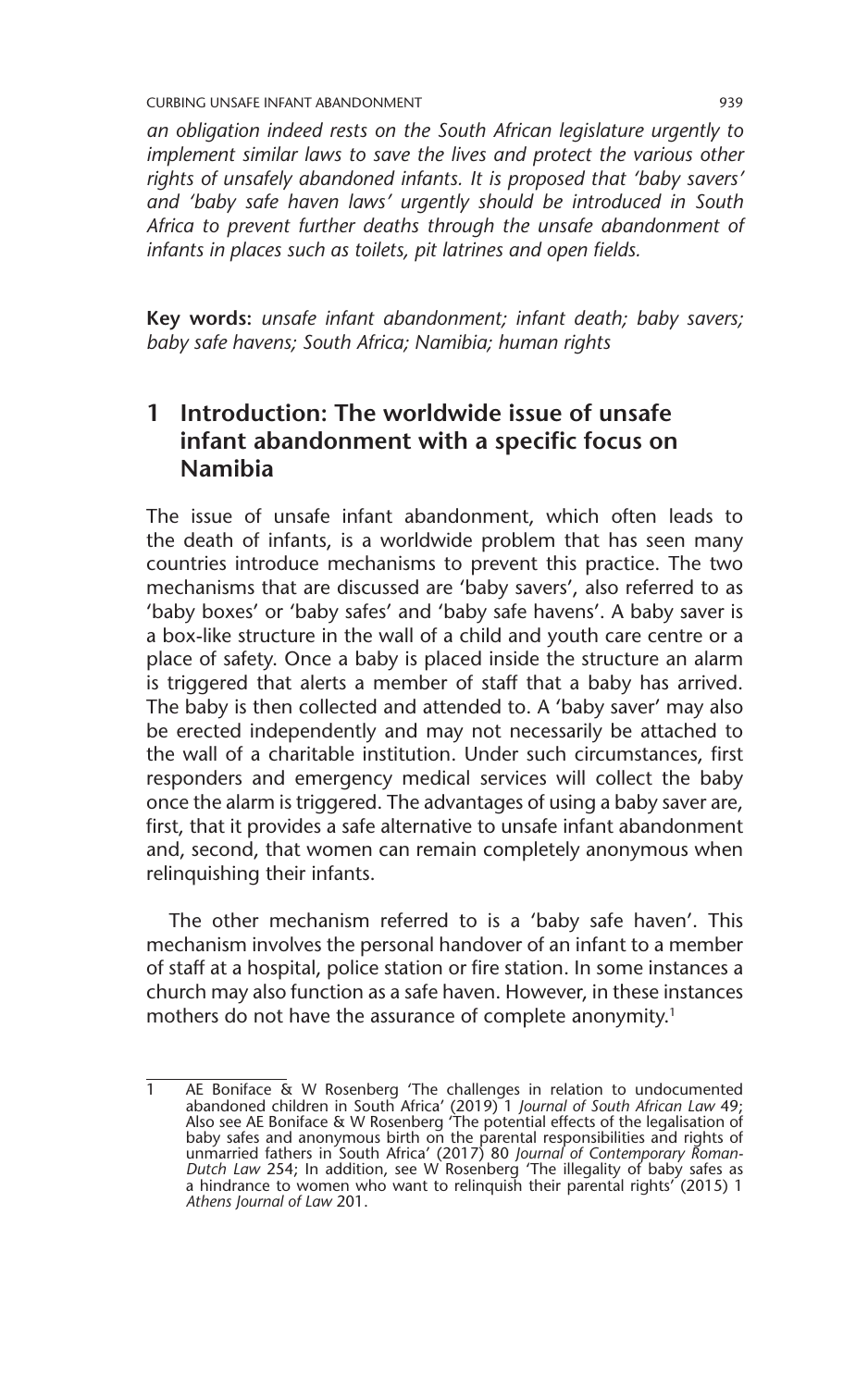*an obligation indeed rests on the South African legislature urgently to implement similar laws to save the lives and protect the various other rights of unsafely abandoned infants. It is proposed that 'baby savers' and 'baby safe haven laws' urgently should be introduced in South Africa to prevent further deaths through the unsafe abandonment of infants in places such as toilets, pit latrines and open fields.*

**Key words:** *unsafe infant abandonment; infant death; baby savers; baby safe havens; South Africa; Namibia; human rights*

## 1 Introduction: The worldwide issue of unsafe infant abandonment with a specific focus on Namibia

The issue of unsafe infant abandonment, which often leads to the death of infants, is a worldwide problem that has seen many countries introduce mechanisms to prevent this practice. The two mechanisms that are discussed are 'baby savers', also referred to as 'baby boxes' or 'baby safes' and 'baby safe havens'. A baby saver is a box-like structure in the wall of a child and youth care centre or a place of safety. Once a baby is placed inside the structure an alarm is triggered that alerts a member of staff that a baby has arrived. The baby is then collected and attended to. A 'baby saver' may also be erected independently and may not necessarily be attached to the wall of a charitable institution. Under such circumstances, first responders and emergency medical services will collect the baby once the alarm is triggered. The advantages of using a baby saver are, first, that it provides a safe alternative to unsafe infant abandonment and, second, that women can remain completely anonymous when relinquishing their infants.

The other mechanism referred to is a 'baby safe haven'. This mechanism involves the personal handover of an infant to a member of staff at a hospital, police station or fire station. In some instances a church may also function as a safe haven. However, in these instances mothers do not have the assurance of complete anonymity.[1]

---

1 AE Boniface & W Rosenberg 'The challenges in relation to undocumented abandoned children in South Africa' (2019) 1 *Journal of South African Law* 49; Also see AE Boniface & W Rosenberg 'The potential effects of the legalisation of baby safes and anonymous birth on the parental responsibilities and rights of unmarried fathers in South Africa' (2017) 80 *Journal of Contemporary Roman-Dutch Law* 254; In addition, see W Rosenberg 'The illegality of baby safes as a hindrance to women who want to relinquish their parental rights' (2015) 1 *Athens Journal of Law* 201.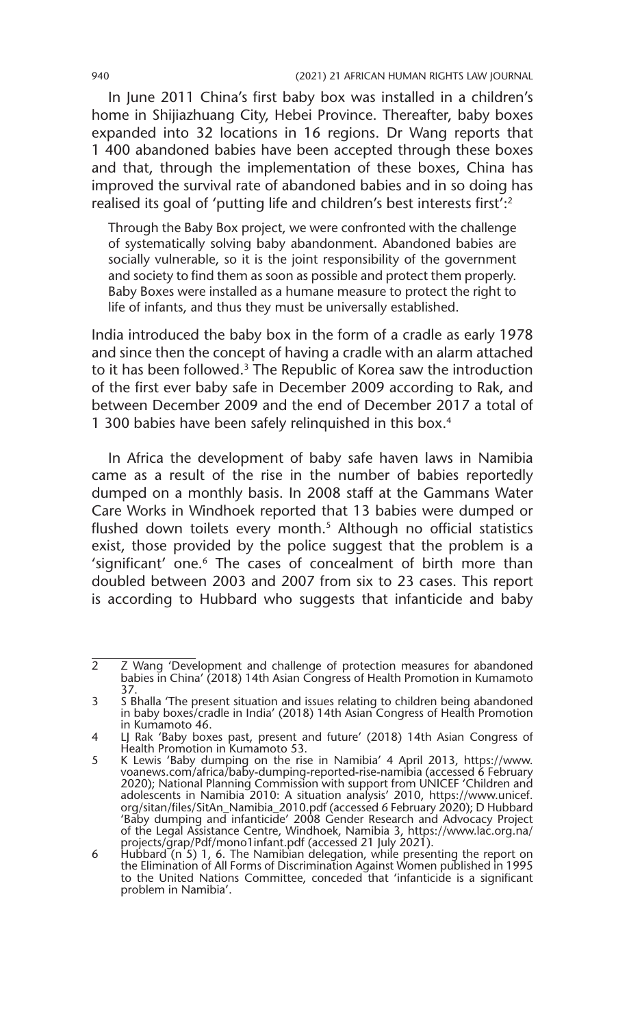In June 2011 China's first baby box was installed in a children's home in Shijiazhuang City, Hebei Province. Thereafter, baby boxes expanded into 32 locations in 16 regions. Dr Wang reports that 1 400 abandoned babies have been accepted through these boxes and that, through the implementation of these boxes, China has improved the survival rate of abandoned babies and in so doing has realised its goal of 'putting life and children's best interests first':[2]

> Through the Baby Box project, we were confronted with the challenge of systematically solving baby abandonment. Abandoned babies are socially vulnerable, so it is the joint responsibility of the government and society to find them as soon as possible and protect them properly. Baby Boxes were installed as a humane measure to protect the right to life of infants, and thus they must be universally established.

India introduced the baby box in the form of a cradle as early 1978 and since then the concept of having a cradle with an alarm attached to it has been followed.[3] The Republic of Korea saw the introduction of the first ever baby safe in December 2009 according to Rak, and between December 2009 and the end of December 2017 a total of 1 300 babies have been safely relinquished in this box.[4]

In Africa the development of baby safe haven laws in Namibia came as a result of the rise in the number of babies reportedly dumped on a monthly basis. In 2008 staff at the Gammans Water Care Works in Windhoek reported that 13 babies were dumped or flushed down toilets every month.[5] Although no official statistics exist, those provided by the police suggest that the problem is a 'significant' one.[6] The cases of concealment of birth more than doubled between 2003 and 2007 from six to 23 cases. This report is according to Hubbard who suggests that infanticide and baby

---

2 Z Wang 'Development and challenge of protection measures for abandoned babies in China' (2018) 14th Asian Congress of Health Promotion in Kumamoto 37.

3 S Bhalla 'The present situation and issues relating to children being abandoned in baby boxes/cradle in India' (2018) 14th Asian Congress of Health Promotion in Kumamoto 46.

4 LJ Rak 'Baby boxes past, present and future' (2018) 14th Asian Congress of Health Promotion in Kumamoto 53.

5 K Lewis 'Baby dumping on the rise in Namibia' 4 April 2013, https://www.voanews.com/africa/baby-dumping-reported-rise-namibia (accessed 6 February 2020); National Planning Commission with support from UNICEF 'Children and adolescents in Namibia 2010: A situation analysis' 2010, https://www.unicef.org/sitan/files/SitAn_Namibia_2010.pdf (accessed 6 February 2020); D Hubbard 'Baby dumping and infanticide' 2008 Gender Research and Advocacy Project of the Legal Assistance Centre, Windhoek, Namibia 3, https://www.lac.org.na/projects/grap/Pdf/mono1infant.pdf (accessed 21 July 2021).

6 Hubbard (n 5) 1, 6. The Namibian delegation, while presenting the report on the Elimination of All Forms of Discrimination Against Women published in 1995 to the United Nations Committee, conceded that 'infanticide is a significant problem in Namibia'.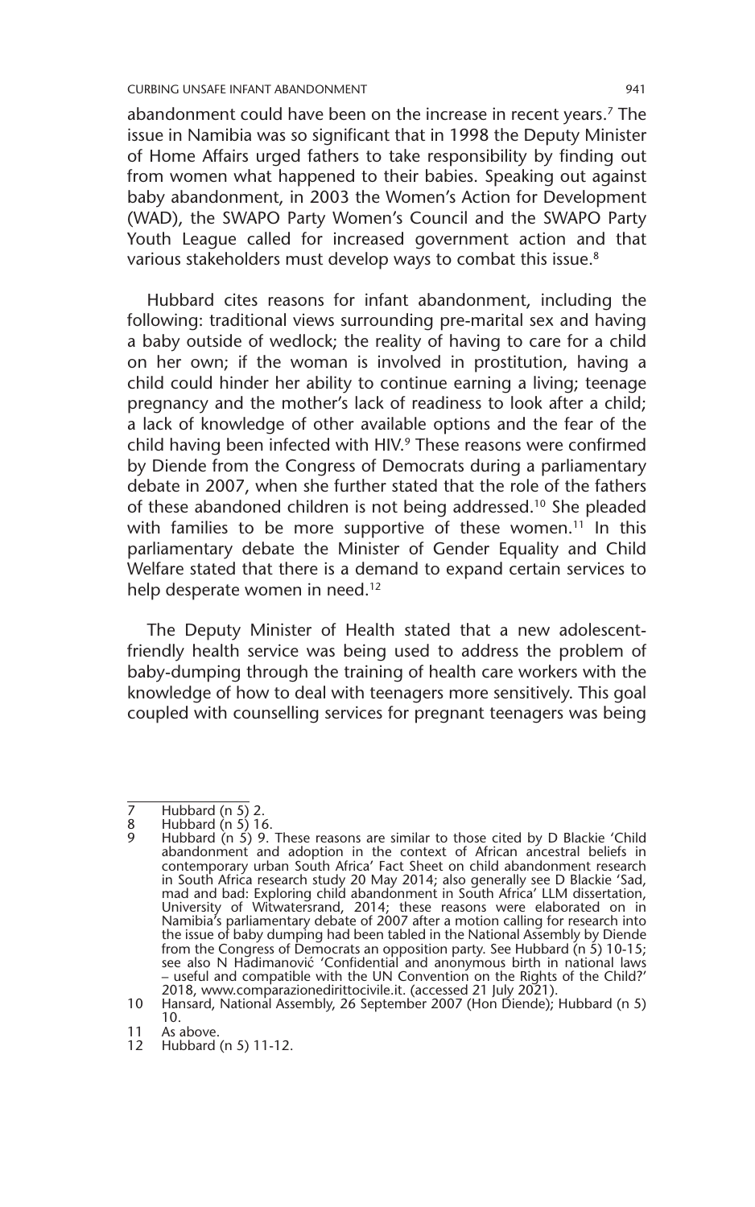abandonment could have been on the increase in recent years.[7] The issue in Namibia was so significant that in 1998 the Deputy Minister of Home Affairs urged fathers to take responsibility by finding out from women what happened to their babies. Speaking out against baby abandonment, in 2003 the Women's Action for Development (WAD), the SWAPO Party Women's Council and the SWAPO Party Youth League called for increased government action and that various stakeholders must develop ways to combat this issue.[8]

Hubbard cites reasons for infant abandonment, including the following: traditional views surrounding pre-marital sex and having a baby outside of wedlock; the reality of having to care for a child on her own; if the woman is involved in prostitution, having a child could hinder her ability to continue earning a living; teenage pregnancy and the mother's lack of readiness to look after a child; a lack of knowledge of other available options and the fear of the child having been infected with HIV.[9] These reasons were confirmed by Diende from the Congress of Democrats during a parliamentary debate in 2007, when she further stated that the role of the fathers of these abandoned children is not being addressed.[10] She pleaded with families to be more supportive of these women.[11] In this parliamentary debate the Minister of Gender Equality and Child Welfare stated that there is a demand to expand certain services to help desperate women in need.[12]

The Deputy Minister of Health stated that a new adolescent-friendly health service was being used to address the problem of baby-dumping through the training of health care workers with the knowledge of how to deal with teenagers more sensitively. This goal coupled with counselling services for pregnant teenagers was being

---

7 Hubbard (n 5) 2.

8 Hubbard (n 5) 16.

9 Hubbard (n 5) 9. These reasons are similar to those cited by D Blackie 'Child abandonment and adoption in the context of African ancestral beliefs in contemporary urban South Africa' Fact Sheet on child abandonment research in South Africa research study 20 May 2014; also generally see D Blackie 'Sad, mad and bad: Exploring child abandonment in South Africa' LLM dissertation, University of Witwatersrand, 2014; these reasons were elaborated on in Namibia's parliamentary debate of 2007 after a motion calling for research into the issue of baby dumping had been tabled in the National Assembly by Diende from the Congress of Democrats an opposition party. See Hubbard (n 5) 10-15; see also N Hadimanović 'Confidential and anonymous birth in national laws – useful and compatible with the UN Convention on the Rights of the Child?' 2018, www.comparazionedirittocivile.it. (accessed 21 July 2021).

10 Hansard, National Assembly, 26 September 2007 (Hon Diende); Hubbard (n 5) 10.

11 As above.

12 Hubbard (n 5) 11-12.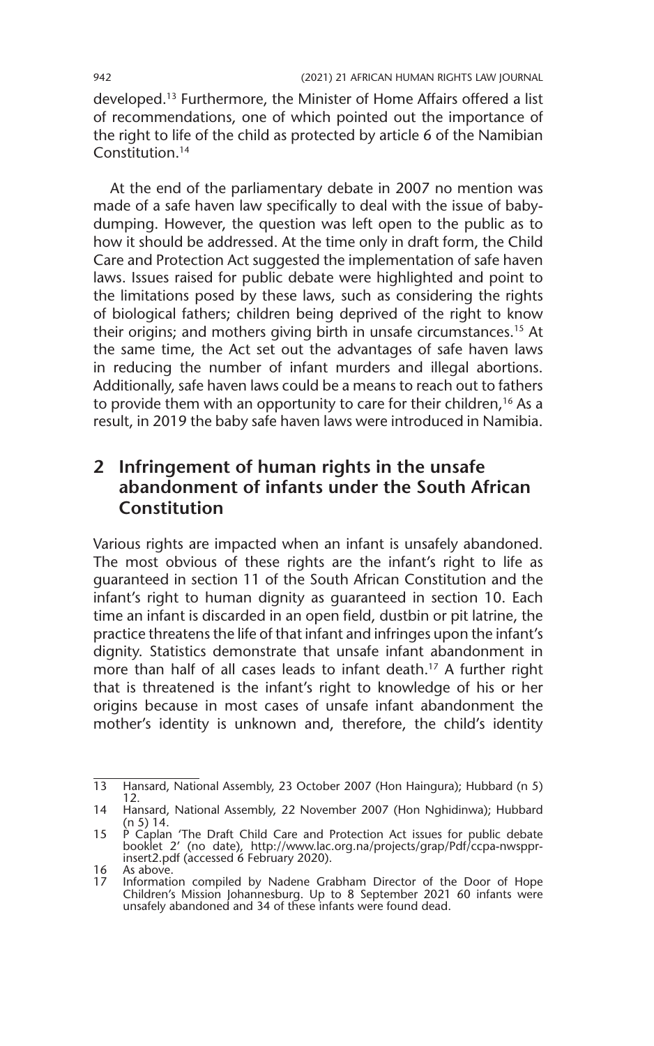developed.[13] Furthermore, the Minister of Home Affairs offered a list of recommendations, one of which pointed out the importance of the right to life of the child as protected by article 6 of the Namibian Constitution.[14]

At the end of the parliamentary debate in 2007 no mention was made of a safe haven law specifically to deal with the issue of baby-dumping. However, the question was left open to the public as to how it should be addressed. At the time only in draft form, the Child Care and Protection Act suggested the implementation of safe haven laws. Issues raised for public debate were highlighted and point to the limitations posed by these laws, such as considering the rights of biological fathers; children being deprived of the right to know their origins; and mothers giving birth in unsafe circumstances.[15] At the same time, the Act set out the advantages of safe haven laws in reducing the number of infant murders and illegal abortions. Additionally, safe haven laws could be a means to reach out to fathers to provide them with an opportunity to care for their children,[16] As a result, in 2019 the baby safe haven laws were introduced in Namibia.

## 2 Infringement of human rights in the unsafe abandonment of infants under the South African Constitution

Various rights are impacted when an infant is unsafely abandoned. The most obvious of these rights are the infant's right to life as guaranteed in section 11 of the South African Constitution and the infant's right to human dignity as guaranteed in section 10. Each time an infant is discarded in an open field, dustbin or pit latrine, the practice threatens the life of that infant and infringes upon the infant's dignity. Statistics demonstrate that unsafe infant abandonment in more than half of all cases leads to infant death.[17] A further right that is threatened is the infant's right to knowledge of his or her origins because in most cases of unsafe infant abandonment the mother's identity is unknown and, therefore, the child's identity

---

13 Hansard, National Assembly, 23 October 2007 (Hon Haingura); Hubbard (n 5) 12.

14 Hansard, National Assembly, 22 November 2007 (Hon Nghidinwa); Hubbard (n 5) 14.

15 P Caplan 'The Draft Child Care and Protection Act issues for public debate booklet 2' (no date), http://www.lac.org.na/projects/grap/Pdf/ccpa-nwsppr-insert2.pdf (accessed 6 February 2020).

16 As above.

17 Information compiled by Nadene Grabham Director of the Door of Hope Children's Mission Johannesburg. Up to 8 September 2021 60 infants were unsafely abandoned and 34 of these infants were found dead.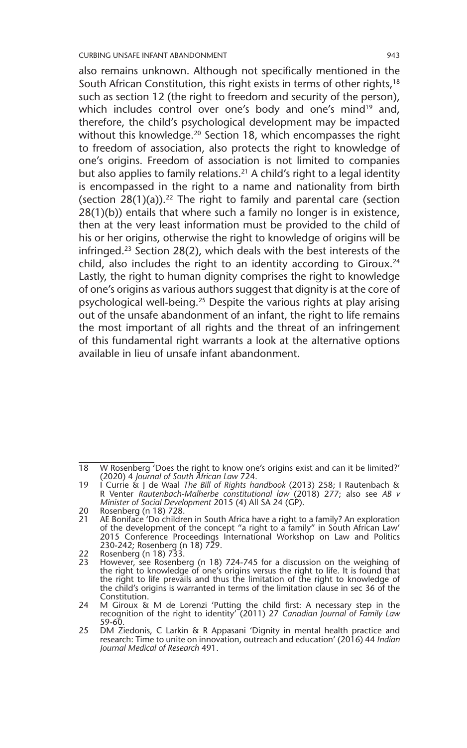also remains unknown. Although not specifically mentioned in the South African Constitution, this right exists in terms of other rights,[18] such as section 12 (the right to freedom and security of the person), which includes control over one's body and one's mind[19] and, therefore, the child's psychological development may be impacted without this knowledge.[20] Section 18, which encompasses the right to freedom of association, also protects the right to knowledge of one's origins. Freedom of association is not limited to companies but also applies to family relations.[21] A child's right to a legal identity is encompassed in the right to a name and nationality from birth (section 28(1)(a)).[22] The right to family and parental care (section 28(1)(b)) entails that where such a family no longer is in existence, then at the very least information must be provided to the child of his or her origins, otherwise the right to knowledge of origins will be infringed.[23] Section 28(2), which deals with the best interests of the child, also includes the right to an identity according to Giroux.[24] Lastly, the right to human dignity comprises the right to knowledge of one's origins as various authors suggest that dignity is at the core of psychological well-being.[25] Despite the various rights at play arising out of the unsafe abandonment of an infant, the right to life remains the most important of all rights and the threat of an infringement of this fundamental right warrants a look at the alternative options available in lieu of unsafe infant abandonment.

---

18 W Rosenberg 'Does the right to know one's origins exist and can it be limited?' (2020) 4 *Journal of South African Law* 724.

19 I Currie & J de Waal *The Bill of Rights handbook* (2013) 258; I Rautenbach & R Venter *Rautenbach-Malherbe constitutional law* (2018) 277; also see *AB v Minister of Social Development* 2015 (4) All SA 24 (GP).

20 Rosenberg (n 18) 728.

21 AE Boniface 'Do children in South Africa have a right to a family? An exploration of the development of the concept "a right to a family" in South African Law' 2015 Conference Proceedings International Workshop on Law and Politics 230-242; Rosenberg (n 18) 729.

22 Rosenberg (n 18) 733.

23 However, see Rosenberg (n 18) 724-745 for a discussion on the weighing of the right to knowledge of one's origins versus the right to life. It is found that the right to life prevails and thus the limitation of the right to knowledge of the child's origins is warranted in terms of the limitation clause in sec 36 of the Constitution.

24 M Giroux & M de Lorenzi 'Putting the child first: A necessary step in the recognition of the right to identity' (2011) 27 *Canadian Journal of Family Law* 59-60.

25 DM Ziedonis, C Larkin & R Appasani 'Dignity in mental health practice and research: Time to unite on innovation, outreach and education' (2016) 44 *Indian Journal Medical of Research* 491.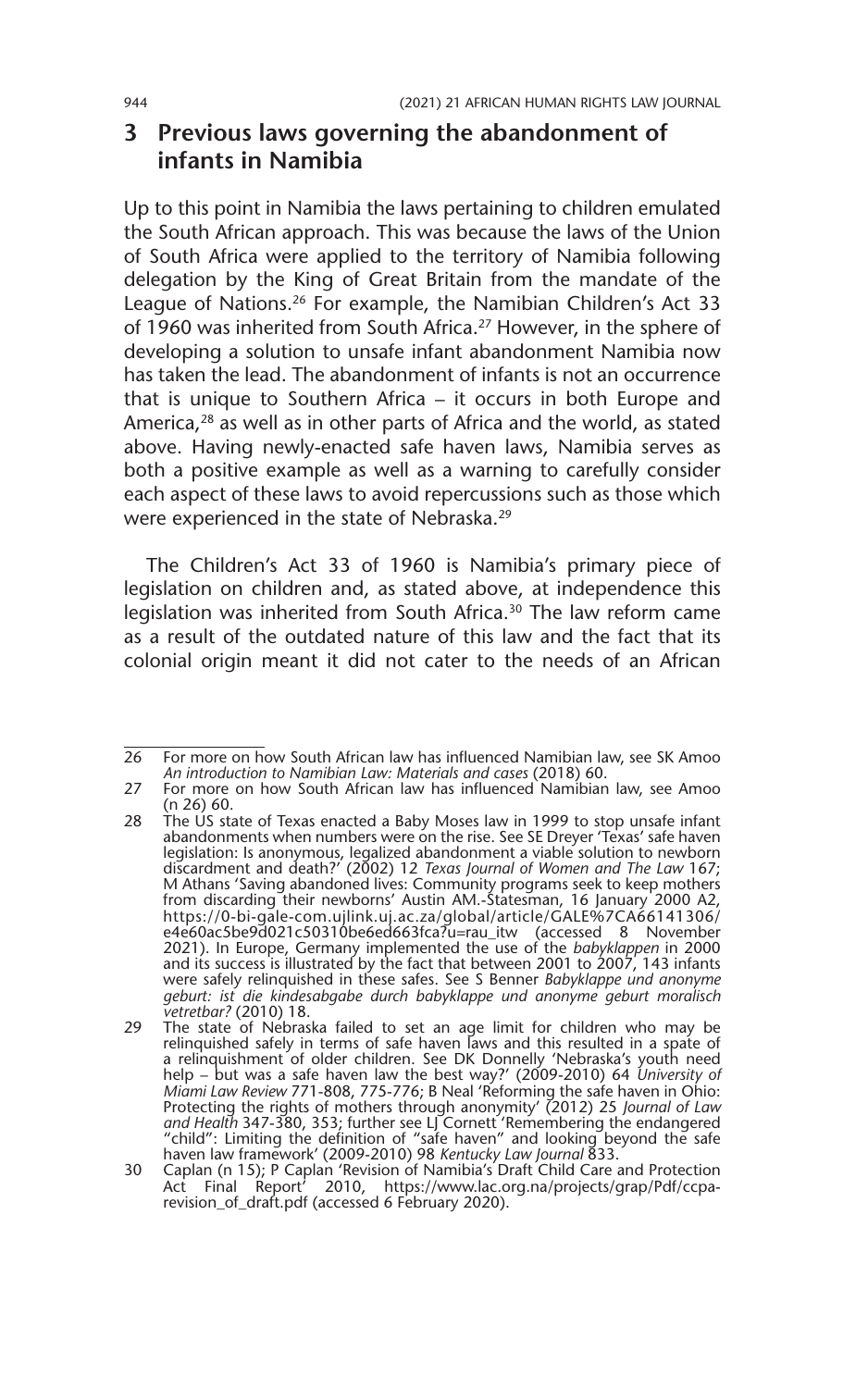## 3 Previous laws governing the abandonment of infants in Namibia

Up to this point in Namibia the laws pertaining to children emulated the South African approach. This was because the laws of the Union of South Africa were applied to the territory of Namibia following delegation by the King of Great Britain from the mandate of the League of Nations.[26] For example, the Namibian Children's Act 33 of 1960 was inherited from South Africa.[27] However, in the sphere of developing a solution to unsafe infant abandonment Namibia now has taken the lead. The abandonment of infants is not an occurrence that is unique to Southern Africa – it occurs in both Europe and America,[28] as well as in other parts of Africa and the world, as stated above. Having newly-enacted safe haven laws, Namibia serves as both a positive example as well as a warning to carefully consider each aspect of these laws to avoid repercussions such as those which were experienced in the state of Nebraska.[29]

The Children's Act 33 of 1960 is Namibia's primary piece of legislation on children and, as stated above, at independence this legislation was inherited from South Africa.[30] The law reform came as a result of the outdated nature of this law and the fact that its colonial origin meant it did not cater to the needs of an African

---

26 For more on how South African law has influenced Namibian law, see SK Amoo *An introduction to Namibian Law: Materials and cases* (2018) 60.

27 For more on how South African law has influenced Namibian law, see Amoo (n 26) 60.

28 The US state of Texas enacted a Baby Moses law in 1999 to stop unsafe infant abandonments when numbers were on the rise. See SE Dreyer 'Texas' safe haven legislation: Is anonymous, legalized abandonment a viable solution to newborn discardment and death?' (2002) 12 *Texas Journal of Women and The Law* 167; M Athans 'Saving abandoned lives: Community programs seek to keep mothers from discarding their newborns' Austin AM.-Statesman, 16 January 2000 A2, https://0-bi-gale-com.ujlink.uj.ac.za/global/article/GALE%7CA66141306/e4e60ac5be9d021c50310be6ed663fca?u=rau_itw (accessed 8 November 2021). In Europe, Germany implemented the use of the *babyklappen* in 2000 and its success is illustrated by the fact that between 2001 to 2007, 143 infants were safely relinquished in these safes. See S Benner *Babyklappe und anonyme geburt: ist die kindesabgabe durch babyklappe und anonyme geburt moralisch vetretbar?* (2010) 18.

29 The state of Nebraska failed to set an age limit for children who may be relinquished safely in terms of safe haven laws and this resulted in a spate of a relinquishment of older children. See DK Donnelly 'Nebraska's youth need help – but was a safe haven law the best way?' (2009-2010) 64 *University of Miami Law Review* 771-808, 775-776; B Neal 'Reforming the safe haven in Ohio: Protecting the rights of mothers through anonymity' (2012) 25 *Journal of Law and Health* 347-380, 353; further see LJ Cornett 'Remembering the endangered "child": Limiting the definition of "safe haven" and looking beyond the safe haven law framework' (2009-2010) 98 *Kentucky Law Journal* 833.

30 Caplan (n 15); P Caplan 'Revision of Namibia's Draft Child Care and Protection Act Final Report' 2010, https://www.lac.org.na/projects/grap/Pdf/ccpa-revision_of_draft.pdf (accessed 6 February 2020).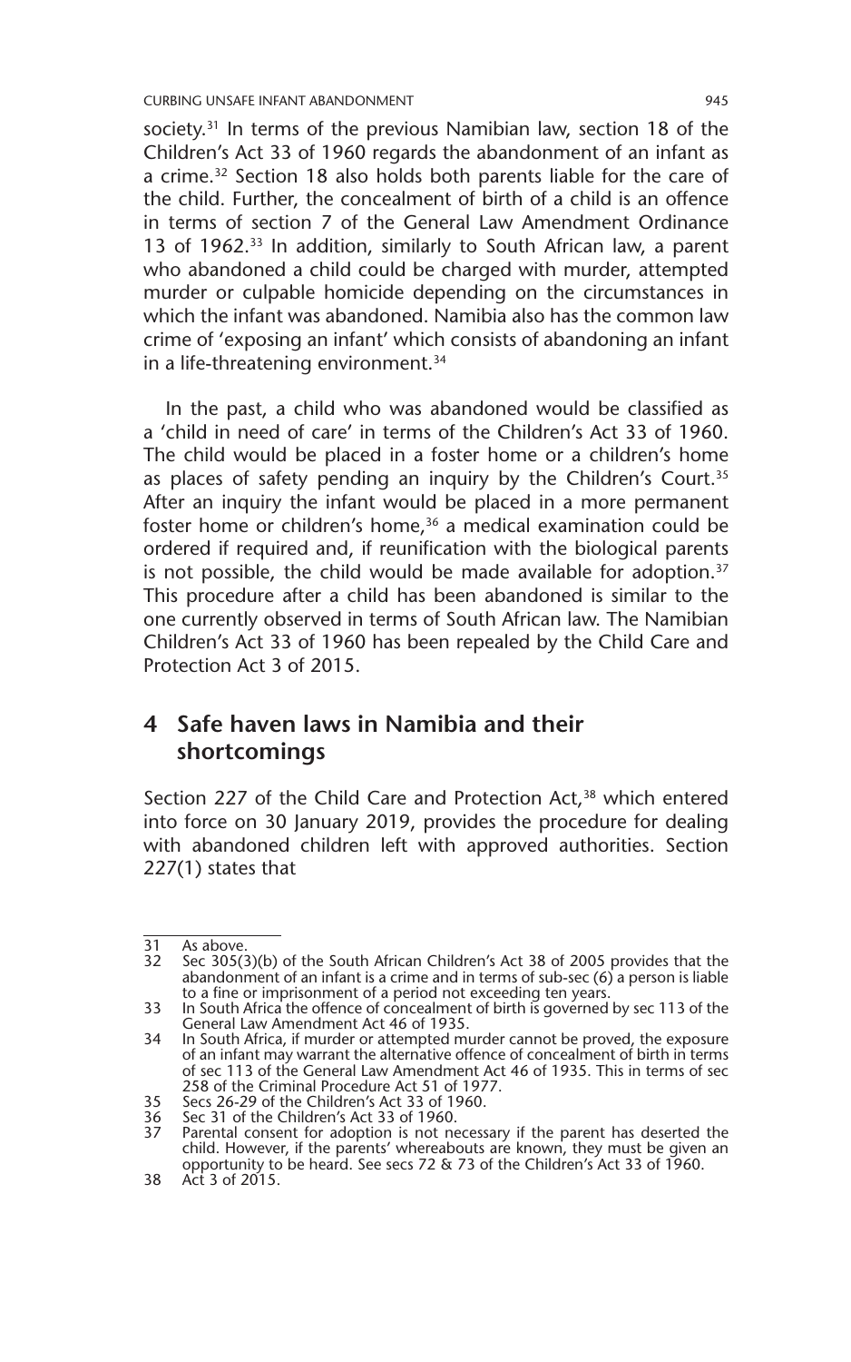society.[31] In terms of the previous Namibian law, section 18 of the Children's Act 33 of 1960 regards the abandonment of an infant as a crime.[32] Section 18 also holds both parents liable for the care of the child. Further, the concealment of birth of a child is an offence in terms of section 7 of the General Law Amendment Ordinance 13 of 1962.[33] In addition, similarly to South African law, a parent who abandoned a child could be charged with murder, attempted murder or culpable homicide depending on the circumstances in which the infant was abandoned. Namibia also has the common law crime of 'exposing an infant' which consists of abandoning an infant in a life-threatening environment.[34]

In the past, a child who was abandoned would be classified as a 'child in need of care' in terms of the Children's Act 33 of 1960. The child would be placed in a foster home or a children's home as places of safety pending an inquiry by the Children's Court.[35] After an inquiry the infant would be placed in a more permanent foster home or children's home,[36] a medical examination could be ordered if required and, if reunification with the biological parents is not possible, the child would be made available for adoption.[37] This procedure after a child has been abandoned is similar to the one currently observed in terms of South African law. The Namibian Children's Act 33 of 1960 has been repealed by the Child Care and Protection Act 3 of 2015.

## 4 Safe haven laws in Namibia and their shortcomings

Section 227 of the Child Care and Protection Act,[38] which entered into force on 30 January 2019, provides the procedure for dealing with abandoned children left with approved authorities. Section 227(1) states that

---

31 As above.

32 Sec 305(3)(b) of the South African Children's Act 38 of 2005 provides that the abandonment of an infant is a crime and in terms of sub-sec (6) a person is liable to a fine or imprisonment of a period not exceeding ten years.

33 In South Africa the offence of concealment of birth is governed by sec 113 of the General Law Amendment Act 46 of 1935.

34 In South Africa, if murder or attempted murder cannot be proved, the exposure of an infant may warrant the alternative offence of concealment of birth in terms of sec 113 of the General Law Amendment Act 46 of 1935. This in terms of sec 258 of the Criminal Procedure Act 51 of 1977.

35 Secs 26-29 of the Children's Act 33 of 1960.

36 Sec 31 of the Children's Act 33 of 1960.

37 Parental consent for adoption is not necessary if the parent has deserted the child. However, if the parents' whereabouts are known, they must be given an opportunity to be heard. See secs 72 & 73 of the Children's Act 33 of 1960.

38 Act 3 of 2015.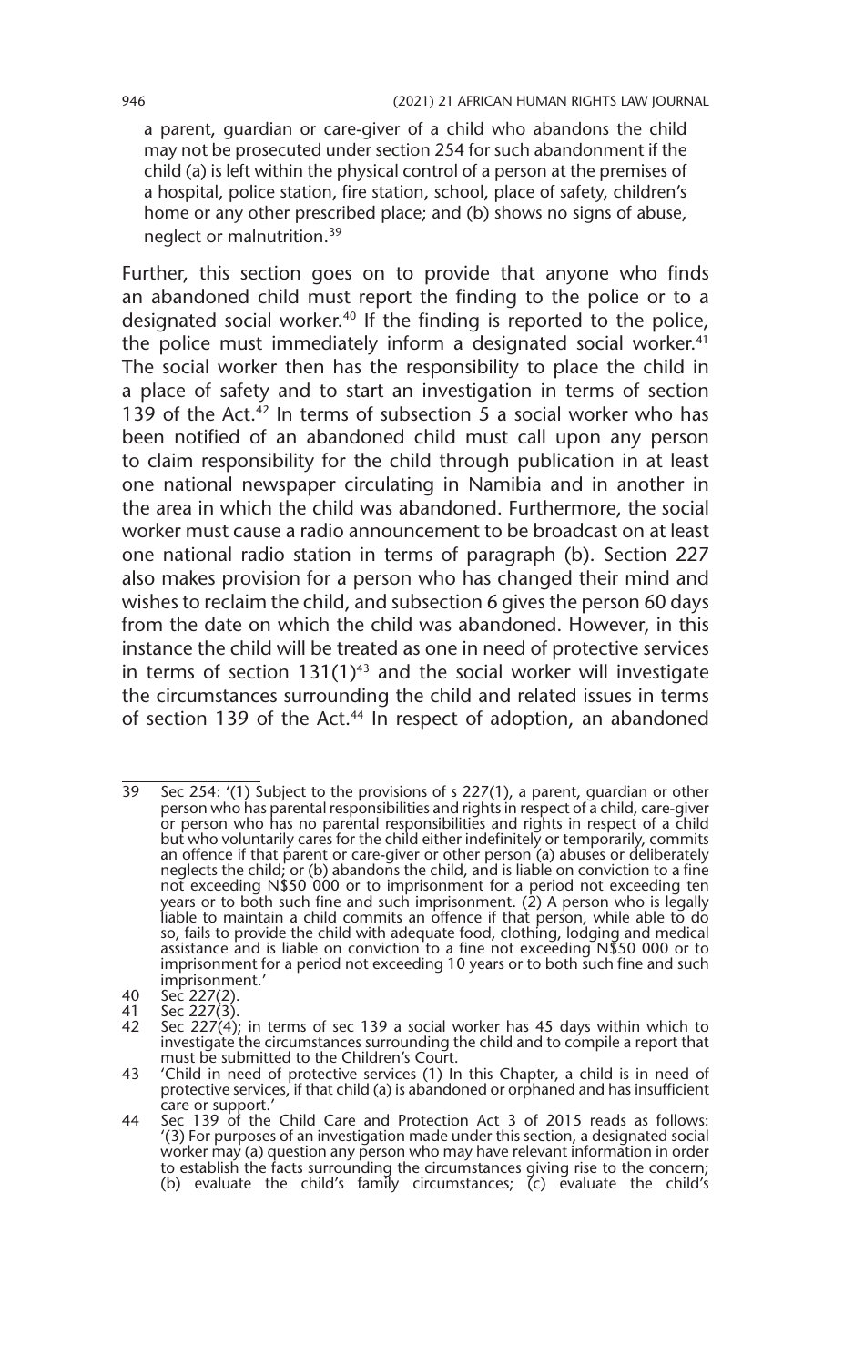a parent, guardian or care-giver of a child who abandons the child may not be prosecuted under section 254 for such abandonment if the child (a) is left within the physical control of a person at the premises of a hospital, police station, fire station, school, place of safety, children's home or any other prescribed place; and (b) shows no signs of abuse, neglect or malnutrition.[39]

Further, this section goes on to provide that anyone who finds an abandoned child must report the finding to the police or to a designated social worker.[40] If the finding is reported to the police, the police must immediately inform a designated social worker.[41] The social worker then has the responsibility to place the child in a place of safety and to start an investigation in terms of section 139 of the Act.[42] In terms of subsection 5 a social worker who has been notified of an abandoned child must call upon any person to claim responsibility for the child through publication in at least one national newspaper circulating in Namibia and in another in the area in which the child was abandoned. Furthermore, the social worker must cause a radio announcement to be broadcast on at least one national radio station in terms of paragraph (b). Section 227 also makes provision for a person who has changed their mind and wishes to reclaim the child, and subsection 6 gives the person 60 days from the date on which the child was abandoned. However, in this instance the child will be treated as one in need of protective services in terms of section 131(1)[43] and the social worker will investigate the circumstances surrounding the child and related issues in terms of section 139 of the Act.[44] In respect of adoption, an abandoned

---

39 Sec 254: '(1) Subject to the provisions of s 227(1), a parent, guardian or other person who has parental responsibilities and rights in respect of a child, care-giver or person who has no parental responsibilities and rights in respect of a child but who voluntarily cares for the child either indefinitely or temporarily, commits an offence if that parent or care-giver or other person (a) abuses or deliberately neglects the child; or (b) abandons the child, and is liable on conviction to a fine not exceeding N$50 000 or to imprisonment for a period not exceeding ten years or to both such fine and such imprisonment. (2) A person who is legally liable to maintain a child commits an offence if that person, while able to do so, fails to provide the child with adequate food, clothing, lodging and medical assistance and is liable on conviction to a fine not exceeding N$50 000 or to imprisonment for a period not exceeding 10 years or to both such fine and such imprisonment.'

40 Sec 227(2).

41 Sec 227(3).

42 Sec 227(4); in terms of sec 139 a social worker has 45 days within which to investigate the circumstances surrounding the child and to compile a report that must be submitted to the Children's Court.

43 'Child in need of protective services (1) In this Chapter, a child is in need of protective services, if that child (a) is abandoned or orphaned and has insufficient care or support.'

44 Sec 139 of the Child Care and Protection Act 3 of 2015 reads as follows: '(3) For purposes of an investigation made under this section, a designated social worker may (a) question any person who may have relevant information in order to establish the facts surrounding the circumstances giving rise to the concern; (b) evaluate the child's family circumstances; (c) evaluate the child's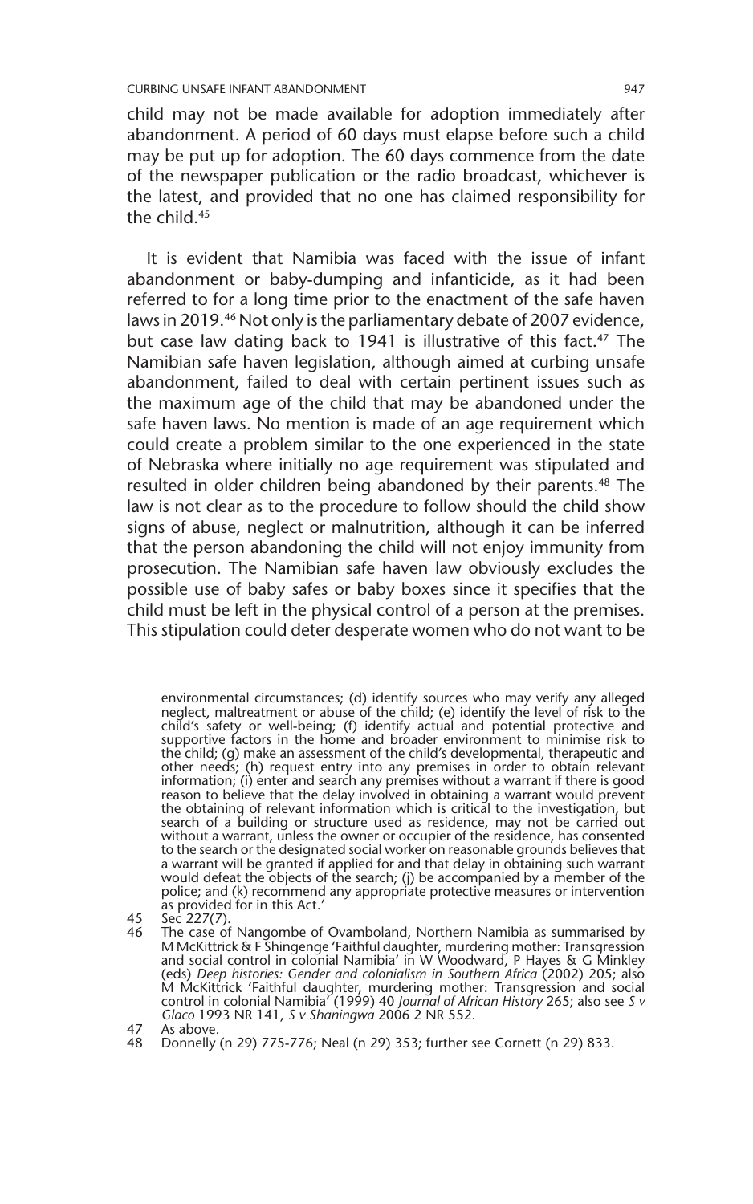child may not be made available for adoption immediately after abandonment. A period of 60 days must elapse before such a child may be put up for adoption. The 60 days commence from the date of the newspaper publication or the radio broadcast, whichever is the latest, and provided that no one has claimed responsibility for the child.[45]

It is evident that Namibia was faced with the issue of infant abandonment or baby-dumping and infanticide, as it had been referred to for a long time prior to the enactment of the safe haven laws in 2019.[46] Not only is the parliamentary debate of 2007 evidence, but case law dating back to 1941 is illustrative of this fact.[47] The Namibian safe haven legislation, although aimed at curbing unsafe abandonment, failed to deal with certain pertinent issues such as the maximum age of the child that may be abandoned under the safe haven laws. No mention is made of an age requirement which could create a problem similar to the one experienced in the state of Nebraska where initially no age requirement was stipulated and resulted in older children being abandoned by their parents.[48] The law is not clear as to the procedure to follow should the child show signs of abuse, neglect or malnutrition, although it can be inferred that the person abandoning the child will not enjoy immunity from prosecution. The Namibian safe haven law obviously excludes the possible use of baby safes or baby boxes since it specifies that the child must be left in the physical control of a person at the premises. This stipulation could deter desperate women who do not want to be

---

environmental circumstances; (d) identify sources who may verify any alleged neglect, maltreatment or abuse of the child; (e) identify the level of risk to the child's safety or well-being; (f) identify actual and potential protective and supportive factors in the home and broader environment to minimise risk to the child; (g) make an assessment of the child's developmental, therapeutic and other needs; (h) request entry into any premises in order to obtain relevant information; (i) enter and search any premises without a warrant if there is good reason to believe that the delay involved in obtaining a warrant would prevent the obtaining of relevant information which is critical to the investigation, but search of a building or structure used as residence, may not be carried out without a warrant, unless the owner or occupier of the residence, has consented to the search or the designated social worker on reasonable grounds believes that a warrant will be granted if applied for and that delay in obtaining such warrant would defeat the objects of the search; (j) be accompanied by a member of the police; and (k) recommend any appropriate protective measures or intervention as provided for in this Act.'

45 Sec 227(7).

46 The case of Nangombe of Ovamboland, Northern Namibia as summarised by M McKittrick & F Shingenge 'Faithful daughter, murdering mother: Transgression and social control in colonial Namibia' in W Woodward, P Hayes & G Minkley (eds) *Deep histories: Gender and colonialism in Southern Africa* (2002) 205; also M McKittrick 'Faithful daughter, murdering mother: Transgression and social control in colonial Namibia' (1999) 40 *Journal of African History* 265; also see *S v Glaco* 1993 NR 141, *S v Shaningwa* 2006 2 NR 552.

47 As above.

48 Donnelly (n 29) 775-776; Neal (n 29) 353; further see Cornett (n 29) 833.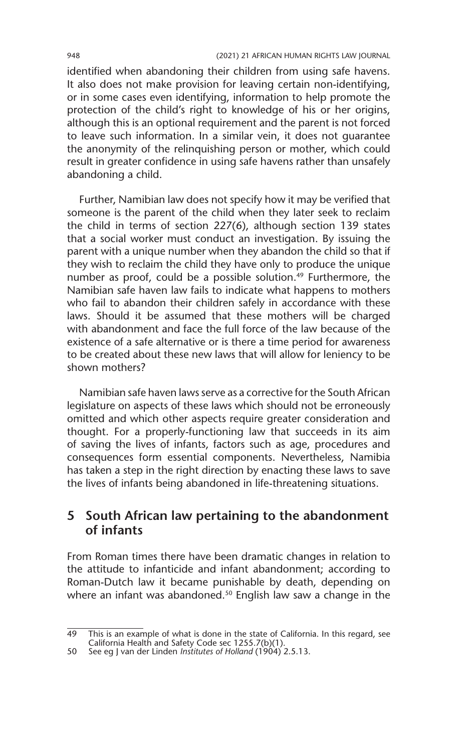identified when abandoning their children from using safe havens. It also does not make provision for leaving certain non-identifying, or in some cases even identifying, information to help promote the protection of the child's right to knowledge of his or her origins, although this is an optional requirement and the parent is not forced to leave such information. In a similar vein, it does not guarantee the anonymity of the relinquishing person or mother, which could result in greater confidence in using safe havens rather than unsafely abandoning a child.

Further, Namibian law does not specify how it may be verified that someone is the parent of the child when they later seek to reclaim the child in terms of section 227(6), although section 139 states that a social worker must conduct an investigation. By issuing the parent with a unique number when they abandon the child so that if they wish to reclaim the child they have only to produce the unique number as proof, could be a possible solution.[49] Furthermore, the Namibian safe haven law fails to indicate what happens to mothers who fail to abandon their children safely in accordance with these laws. Should it be assumed that these mothers will be charged with abandonment and face the full force of the law because of the existence of a safe alternative or is there a time period for awareness to be created about these new laws that will allow for leniency to be shown mothers?

Namibian safe haven laws serve as a corrective for the South African legislature on aspects of these laws which should not be erroneously omitted and which other aspects require greater consideration and thought. For a properly-functioning law that succeeds in its aim of saving the lives of infants, factors such as age, procedures and consequences form essential components. Nevertheless, Namibia has taken a step in the right direction by enacting these laws to save the lives of infants being abandoned in life-threatening situations.

## 5 South African law pertaining to the abandonment of infants

From Roman times there have been dramatic changes in relation to the attitude to infanticide and infant abandonment; according to Roman-Dutch law it became punishable by death, depending on where an infant was abandoned.[50] English law saw a change in the

---

49 This is an example of what is done in the state of California. In this regard, see California Health and Safety Code sec 1255.7(b)(1).

50 See eg J van der Linden *Institutes of Holland* (1904) 2.5.13.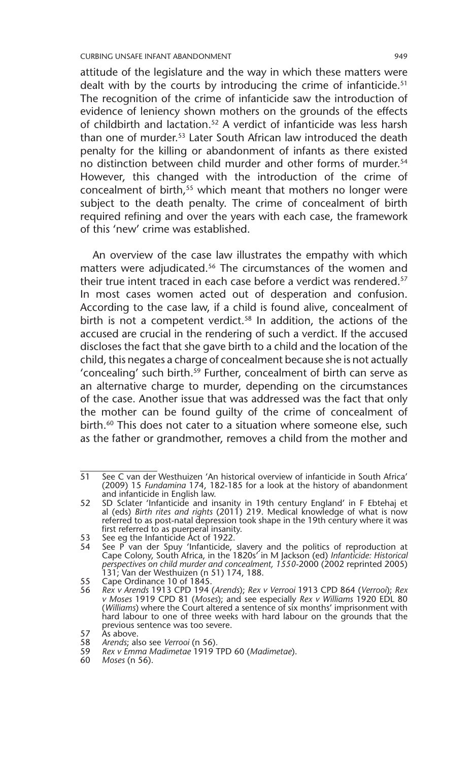attitude of the legislature and the way in which these matters were dealt with by the courts by introducing the crime of infanticide.[51] The recognition of the crime of infanticide saw the introduction of evidence of leniency shown mothers on the grounds of the effects of childbirth and lactation.[52] A verdict of infanticide was less harsh than one of murder.[53] Later South African law introduced the death penalty for the killing or abandonment of infants as there existed no distinction between child murder and other forms of murder.[54] However, this changed with the introduction of the crime of concealment of birth,[55] which meant that mothers no longer were subject to the death penalty. The crime of concealment of birth required refining and over the years with each case, the framework of this 'new' crime was established.

An overview of the case law illustrates the empathy with which matters were adjudicated.[56] The circumstances of the women and their true intent traced in each case before a verdict was rendered.[57] In most cases women acted out of desperation and confusion. According to the case law, if a child is found alive, concealment of birth is not a competent verdict.[58] In addition, the actions of the accused are crucial in the rendering of such a verdict. If the accused discloses the fact that she gave birth to a child and the location of the child, this negates a charge of concealment because she is not actually 'concealing' such birth.[59] Further, concealment of birth can serve as an alternative charge to murder, depending on the circumstances of the case. Another issue that was addressed was the fact that only the mother can be found guilty of the crime of concealment of birth.[60] This does not cater to a situation where someone else, such as the father or grandmother, removes a child from the mother and

---

51 See C van der Westhuizen 'An historical overview of infanticide in South Africa' (2009) 15 *Fundamina* 174, 182-185 for a look at the history of abandonment and infanticide in English law.

52 SD Sclater 'Infanticide and insanity in 19th century England' in F Ebtehaj et al (eds) *Birth rites and rights* (2011) 219. Medical knowledge of what is now referred to as post-natal depression took shape in the 19th century where it was first referred to as puerperal insanity.

53 See eg the Infanticide Act of 1922.

54 See P van der Spuy 'Infanticide, slavery and the politics of reproduction at Cape Colony, South Africa, in the 1820s' in M Jackson (ed) *Infanticide: Historical perspectives on child murder and concealment, 1550-2000* (2002 reprinted 2005) 131; Van der Westhuizen (n 51) 174, 188.

55 Cape Ordinance 10 of 1845.

56 *Rex v Arends* 1913 CPD 194 (*Arends*); *Rex v Verrooi* 1913 CPD 864 (*Verrooi*); *Rex v Moses* 1919 CPD 81 (*Moses*); and see especially *Rex v Williams* 1920 EDL 80 (*Williams*) where the Court altered a sentence of six months' imprisonment with hard labour to one of three weeks with hard labour on the grounds that the previous sentence was too severe.

57 As above.

58 *Arends*; also see *Verrooi* (n 56).

59 *Rex v Emma Madimetae* 1919 TPD 60 (*Madimetae*).

60 *Moses* (n 56).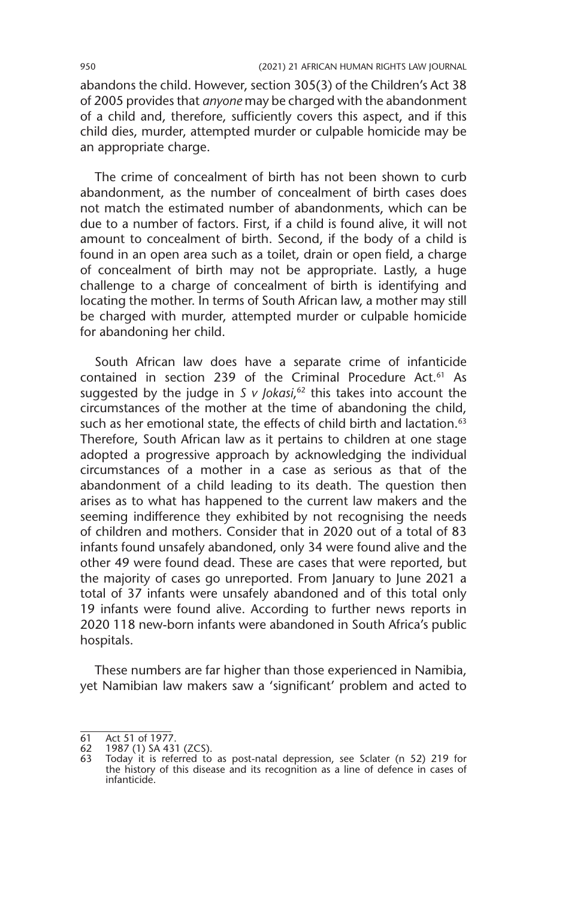abandons the child. However, section 305(3) of the Children's Act 38 of 2005 provides that *anyone* may be charged with the abandonment of a child and, therefore, sufficiently covers this aspect, and if this child dies, murder, attempted murder or culpable homicide may be an appropriate charge.

The crime of concealment of birth has not been shown to curb abandonment, as the number of concealment of birth cases does not match the estimated number of abandonments, which can be due to a number of factors. First, if a child is found alive, it will not amount to concealment of birth. Second, if the body of a child is found in an open area such as a toilet, drain or open field, a charge of concealment of birth may not be appropriate. Lastly, a huge challenge to a charge of concealment of birth is identifying and locating the mother. In terms of South African law, a mother may still be charged with murder, attempted murder or culpable homicide for abandoning her child.

South African law does have a separate crime of infanticide contained in section 239 of the Criminal Procedure Act.[61] As suggested by the judge in *S v Jokasi*,[62] this takes into account the circumstances of the mother at the time of abandoning the child, such as her emotional state, the effects of child birth and lactation.[63] Therefore, South African law as it pertains to children at one stage adopted a progressive approach by acknowledging the individual circumstances of a mother in a case as serious as that of the abandonment of a child leading to its death. The question then arises as to what has happened to the current law makers and the seeming indifference they exhibited by not recognising the needs of children and mothers. Consider that in 2020 out of a total of 83 infants found unsafely abandoned, only 34 were found alive and the other 49 were found dead. These are cases that were reported, but the majority of cases go unreported. From January to June 2021 a total of 37 infants were unsafely abandoned and of this total only 19 infants were found alive. According to further news reports in 2020 118 new-born infants were abandoned in South Africa's public hospitals.

These numbers are far higher than those experienced in Namibia, yet Namibian law makers saw a 'significant' problem and acted to

---

61 Act 51 of 1977.

62 1987 (1) SA 431 (ZCS).

63 Today it is referred to as post-natal depression, see Sclater (n 52) 219 for the history of this disease and its recognition as a line of defence in cases of infanticide.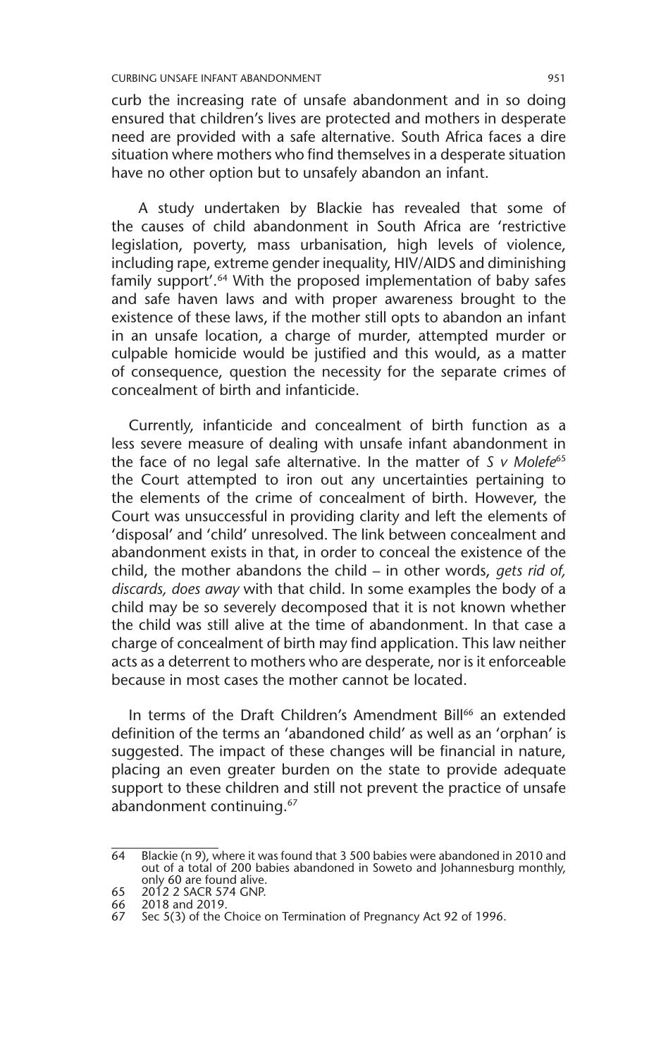curb the increasing rate of unsafe abandonment and in so doing ensured that children's lives are protected and mothers in desperate need are provided with a safe alternative. South Africa faces a dire situation where mothers who find themselves in a desperate situation have no other option but to unsafely abandon an infant.

A study undertaken by Blackie has revealed that some of the causes of child abandonment in South Africa are 'restrictive legislation, poverty, mass urbanisation, high levels of violence, including rape, extreme gender inequality, HIV/AIDS and diminishing family support'.[64] With the proposed implementation of baby safes and safe haven laws and with proper awareness brought to the existence of these laws, if the mother still opts to abandon an infant in an unsafe location, a charge of murder, attempted murder or culpable homicide would be justified and this would, as a matter of consequence, question the necessity for the separate crimes of concealment of birth and infanticide.

Currently, infanticide and concealment of birth function as a less severe measure of dealing with unsafe infant abandonment in the face of no legal safe alternative. In the matter of *S v Molefe*[65] the Court attempted to iron out any uncertainties pertaining to the elements of the crime of concealment of birth. However, the Court was unsuccessful in providing clarity and left the elements of 'disposal' and 'child' unresolved. The link between concealment and abandonment exists in that, in order to conceal the existence of the child, the mother abandons the child – in other words, *gets rid of, discards, does away* with that child. In some examples the body of a child may be so severely decomposed that it is not known whether the child was still alive at the time of abandonment. In that case a charge of concealment of birth may find application. This law neither acts as a deterrent to mothers who are desperate, nor is it enforceable because in most cases the mother cannot be located.

In terms of the Draft Children's Amendment Bill[66] an extended definition of the terms an 'abandoned child' as well as an 'orphan' is suggested. The impact of these changes will be financial in nature, placing an even greater burden on the state to provide adequate support to these children and still not prevent the practice of unsafe abandonment continuing.[67]

---

64 Blackie (n 9), where it was found that 3 500 babies were abandoned in 2010 and out of a total of 200 babies abandoned in Soweto and Johannesburg monthly, only 60 are found alive.

65 2012 2 SACR 574 GNP.

66 2018 and 2019.

67 Sec 5(3) of the Choice on Termination of Pregnancy Act 92 of 1996.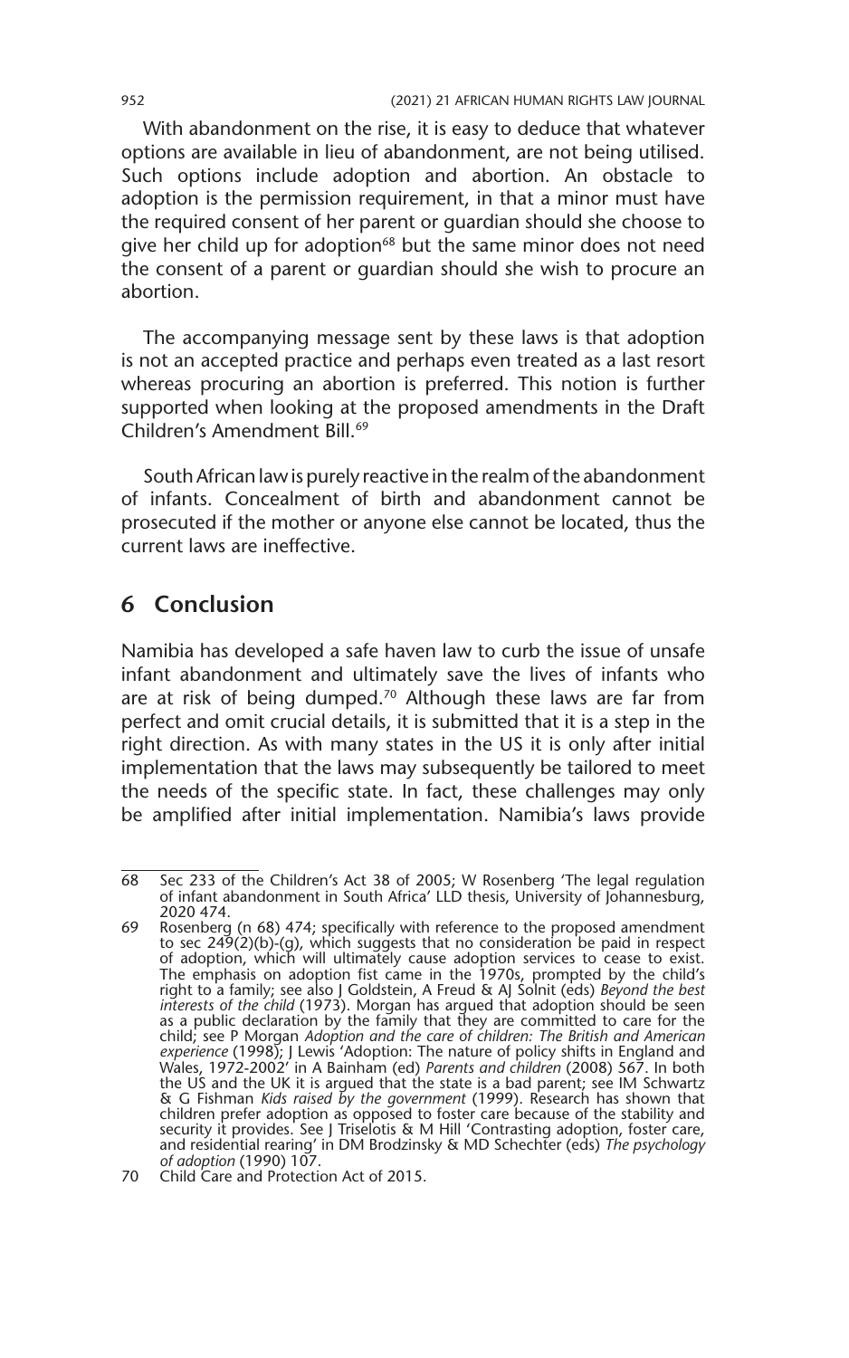With abandonment on the rise, it is easy to deduce that whatever options are available in lieu of abandonment, are not being utilised. Such options include adoption and abortion. An obstacle to adoption is the permission requirement, in that a minor must have the required consent of her parent or guardian should she choose to give her child up for adoption[68] but the same minor does not need the consent of a parent or guardian should she wish to procure an abortion.

The accompanying message sent by these laws is that adoption is not an accepted practice and perhaps even treated as a last resort whereas procuring an abortion is preferred. This notion is further supported when looking at the proposed amendments in the Draft Children's Amendment Bill.[69]

South African law is purely reactive in the realm of the abandonment of infants. Concealment of birth and abandonment cannot be prosecuted if the mother or anyone else cannot be located, thus the current laws are ineffective.

## 6 Conclusion

Namibia has developed a safe haven law to curb the issue of unsafe infant abandonment and ultimately save the lives of infants who are at risk of being dumped.[70] Although these laws are far from perfect and omit crucial details, it is submitted that it is a step in the right direction. As with many states in the US it is only after initial implementation that the laws may subsequently be tailored to meet the needs of the specific state. In fact, these challenges may only be amplified after initial implementation. Namibia's laws provide

---

68 Sec 233 of the Children's Act 38 of 2005; W Rosenberg 'The legal regulation of infant abandonment in South Africa' LLD thesis, University of Johannesburg, 2020 474.

69 Rosenberg (n 68) 474; specifically with reference to the proposed amendment to sec 249(2)(b)-(g), which suggests that no consideration be paid in respect of adoption, which will ultimately cause adoption services to cease to exist. The emphasis on adoption fist came in the 1970s, prompted by the child's right to a family; see also J Goldstein, A Freud & AJ Solnit (eds) *Beyond the best interests of the child* (1973). Morgan has argued that adoption should be seen as a public declaration by the family that they are committed to care for the child; see P Morgan *Adoption and the care of children: The British and American experience* (1998); J Lewis 'Adoption: The nature of policy shifts in England and Wales, 1972-2002' in A Bainham (ed) *Parents and children* (2008) 567. In both the US and the UK it is argued that the state is a bad parent; see IM Schwartz & G Fishman *Kids raised by the government* (1999). Research has shown that children prefer adoption as opposed to foster care because of the stability and security it provides. See J Triselotis & M Hill 'Contrasting adoption, foster care, and residential rearing' in DM Brodzinsky & MD Schechter (eds) *The psychology of adoption* (1990) 107.

70 Child Care and Protection Act of 2015.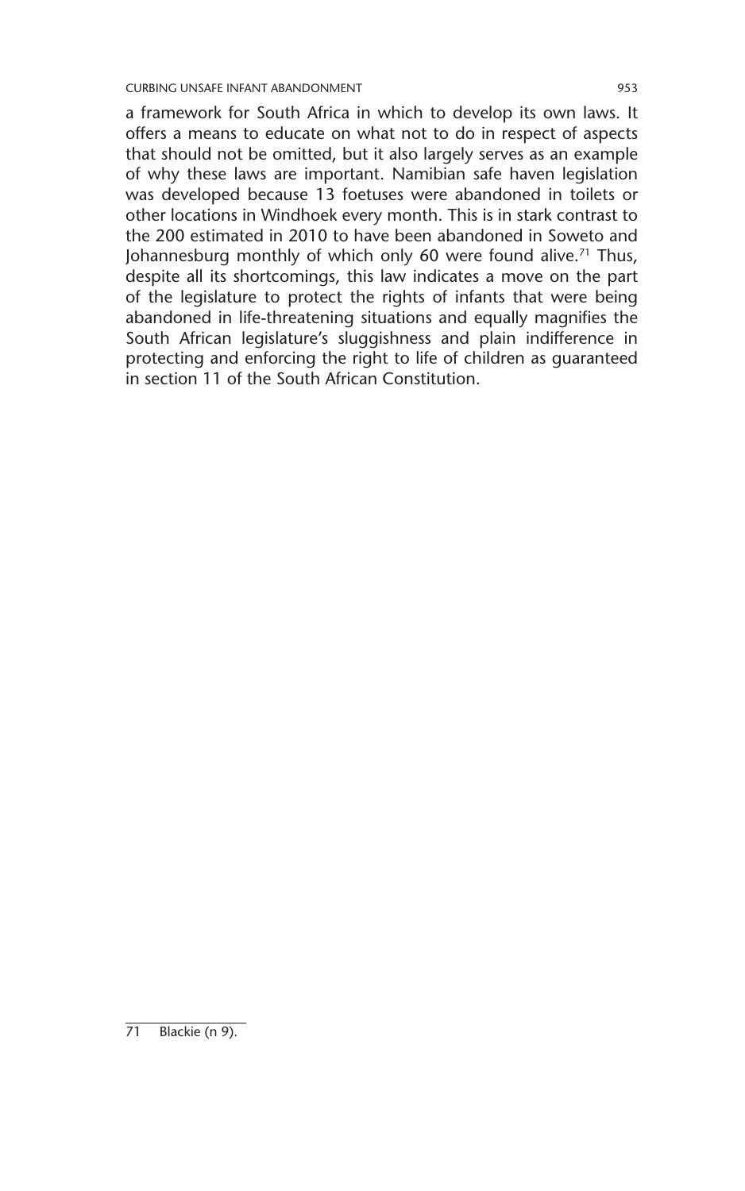a framework for South Africa in which to develop its own laws. It offers a means to educate on what not to do in respect of aspects that should not be omitted, but it also largely serves as an example of why these laws are important. Namibian safe haven legislation was developed because 13 foetuses were abandoned in toilets or other locations in Windhoek every month. This is in stark contrast to the 200 estimated in 2010 to have been abandoned in Soweto and Johannesburg monthly of which only 60 were found alive.[71] Thus, despite all its shortcomings, this law indicates a move on the part of the legislature to protect the rights of infants that were being abandoned in life-threatening situations and equally magnifies the South African legislature's sluggishness and plain indifference in protecting and enforcing the right to life of children as guaranteed in section 11 of the South African Constitution.

71 Blackie (n 9).